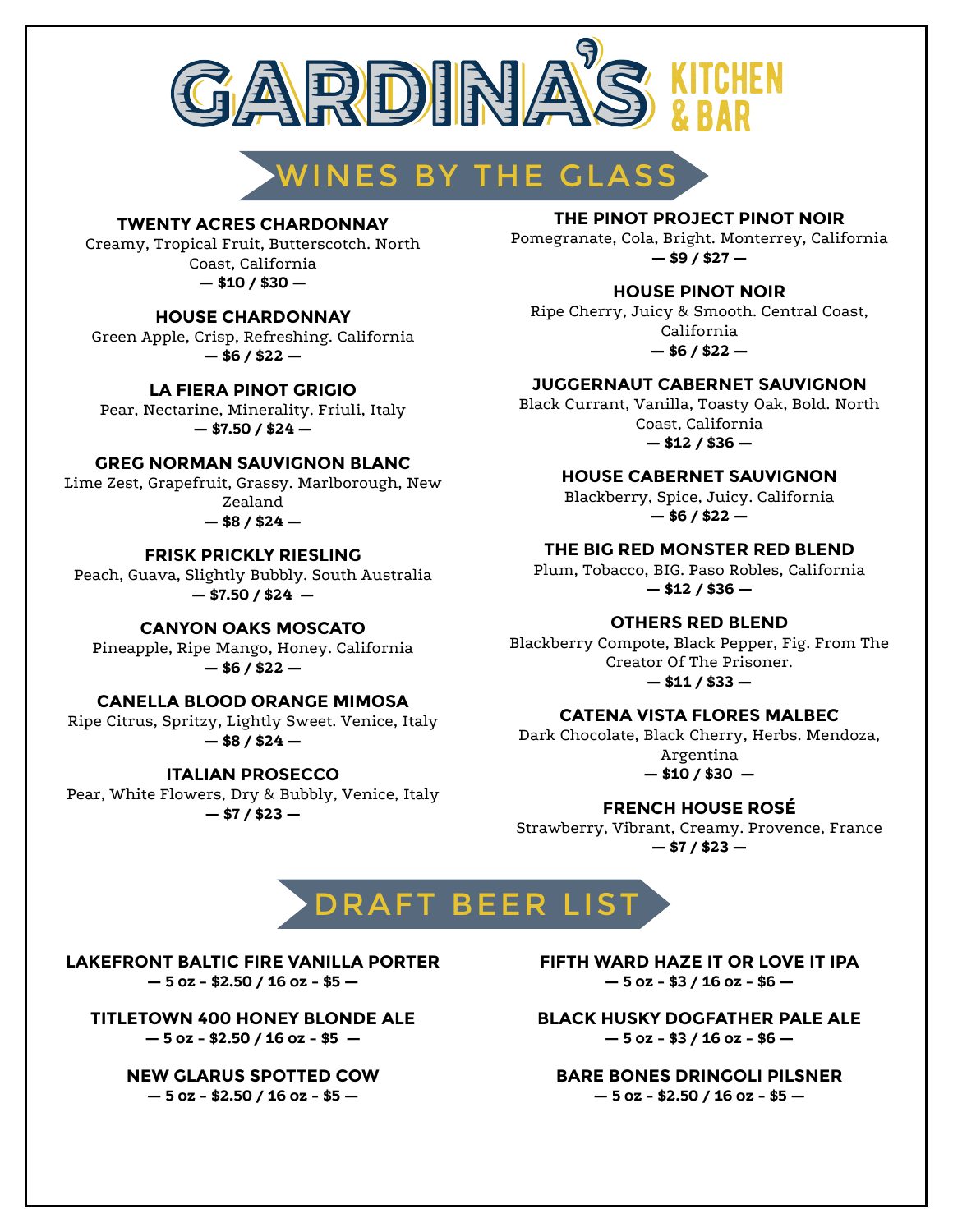# GARDINA'S KITCHEN & BAR

## WINES BY THE GLASS

**TWENTY ACRES CHARDONNAY**
Creamy, Tropical Fruit, Butterscotch. North Coast, California
**— $10 / $30 —**

**HOUSE CHARDONNAY**
Green Apple, Crisp, Refreshing. California
**— $6 / $22 —**

**LA FIERA PINOT GRIGIO**
Pear, Nectarine, Minerality. Friuli, Italy
**— $7.50 / $24 —**

**GREG NORMAN SAUVIGNON BLANC**
Lime Zest, Grapefruit, Grassy. Marlborough, New Zealand
**— $8 / $24 —**

**FRISK PRICKLY RIESLING**
Peach, Guava, Slightly Bubbly. South Australia
**— $7.50 / $24 —**

**CANYON OAKS MOSCATO**
Pineapple, Ripe Mango, Honey. California
**— $6 / $22 —**

**CANELLA BLOOD ORANGE MIMOSA**
Ripe Citrus, Spritzy, Lightly Sweet. Venice, Italy
**— $8 / $24 —**

**ITALIAN PROSECCO**
Pear, White Flowers, Dry & Bubbly, Venice, Italy
**— $7 / $23 —**

**THE PINOT PROJECT PINOT NOIR**
Pomegranate, Cola, Bright. Monterrey, California
**— $9 / $27 —**

**HOUSE PINOT NOIR**
Ripe Cherry, Juicy & Smooth. Central Coast, California
**— $6 / $22 —**

**JUGGERNAUT CABERNET SAUVIGNON**
Black Currant, Vanilla, Toasty Oak, Bold. North Coast, California
**— $12 / $36 —**

**HOUSE CABERNET SAUVIGNON**
Blackberry, Spice, Juicy. California
**— $6 / $22 —**

**THE BIG RED MONSTER RED BLEND**
Plum, Tobacco, BIG. Paso Robles, California
**— $12 / $36 —**

**OTHERS RED BLEND**
Blackberry Compote, Black Pepper, Fig. From The Creator Of The Prisoner.
**— $11 / $33 —**

**CATENA VISTA FLORES MALBEC**
Dark Chocolate, Black Cherry, Herbs. Mendoza, Argentina
**— $10 / $30 —**

**FRENCH HOUSE ROSÉ**
Strawberry, Vibrant, Creamy. Provence, France
**— $7 / $23 —**

## DRAFT BEER LIST

**LAKEFRONT BALTIC FIRE VANILLA PORTER**
**— 5 oz - $2.50 / 16 oz - $5 —**

**TITLETOWN 400 HONEY BLONDE ALE**
**— 5 oz - $2.50 / 16 oz - $5 —**

**NEW GLARUS SPOTTED COW**
**— 5 oz - $2.50 / 16 oz - $5 —**

**FIFTH WARD HAZE IT OR LOVE IT IPA**
**— 5 oz - $3 / 16 oz - $6 —**

**BLACK HUSKY DOGFATHER PALE ALE**
**— 5 oz - $3 / 16 oz - $6 —**

**BARE BONES DRINGOLI PILSNER**
**— 5 oz - $2.50 / 16 oz - $5 —**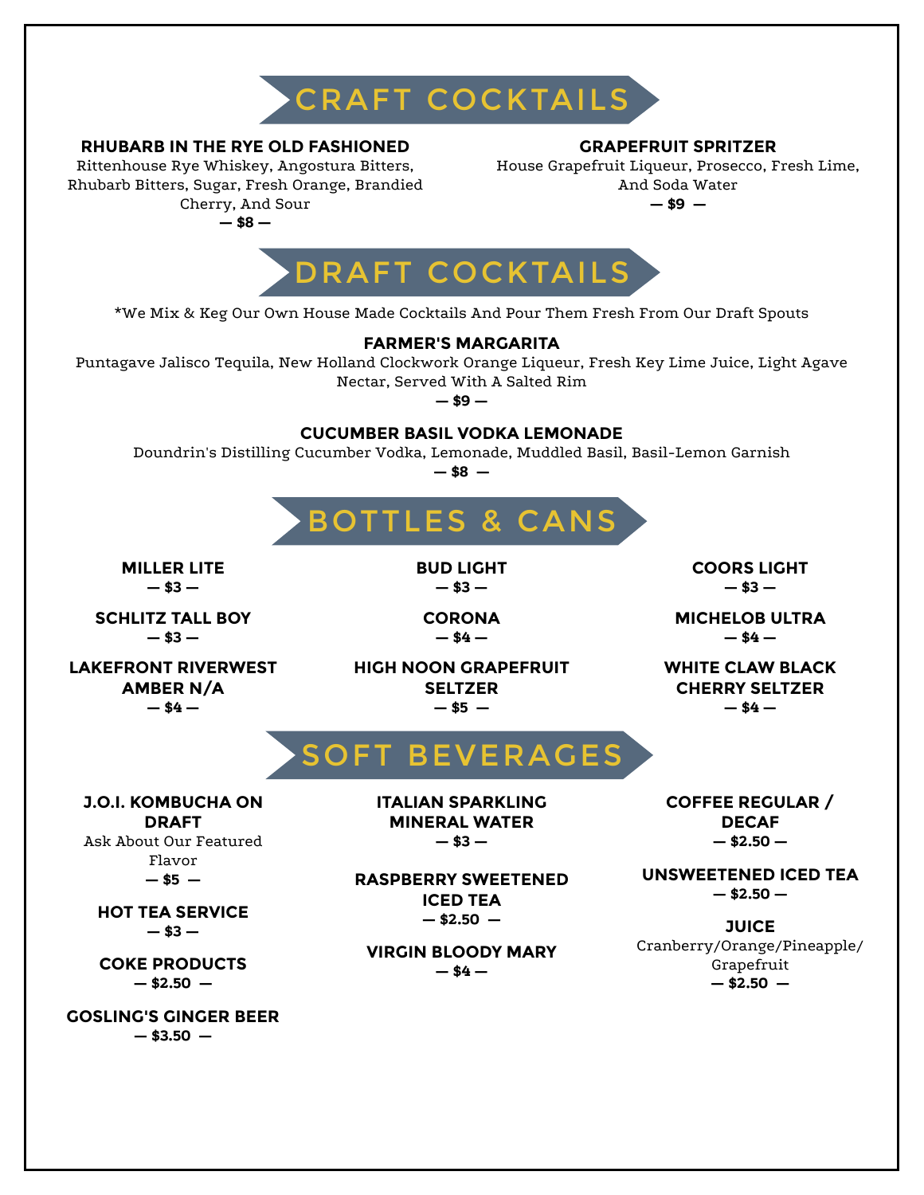## CRAFT COCKTAILS

**RHUBARB IN THE RYE OLD FASHIONED**
Rittenhouse Rye Whiskey, Angostura Bitters, Rhubarb Bitters, Sugar, Fresh Orange, Brandied Cherry, And Sour
**— $8 —**

**GRAPEFRUIT SPRITZER**
House Grapefruit Liqueur, Prosecco, Fresh Lime, And Soda Water
**— $9 —**

## DRAFT COCKTAILS

*We Mix & Keg Our Own House Made Cocktails And Pour Them Fresh From Our Draft Spouts

**FARMER'S MARGARITA**
Puntagave Jalisco Tequila, New Holland Clockwork Orange Liqueur, Fresh Key Lime Juice, Light Agave Nectar, Served With A Salted Rim
**— $9 —**

**CUCUMBER BASIL VODKA LEMONADE**
Doundrin's Distilling Cucumber Vodka, Lemonade, Muddled Basil, Basil-Lemon Garnish
**— $8 —**

## BOTTLES & CANS

**MILLER LITE**
**— $3 —**

**SCHLITZ TALL BOY**
**— $3 —**

**LAKEFRONT RIVERWEST AMBER N/A**
**— $4 —**

**BUD LIGHT**
**— $3 —**

**CORONA**
**— $4 —**

**HIGH NOON GRAPEFRUIT SELTZER**
**— $5 —**

**COORS LIGHT**
**— $3 —**

**MICHELOB ULTRA**
**— $4 —**

**WHITE CLAW BLACK CHERRY SELTZER**
**— $4 —**

## SOFT BEVERAGES

**J.O.I. KOMBUCHA ON DRAFT**
Ask About Our Featured Flavor
**— $5 —**

**HOT TEA SERVICE**
**— $3 —**

**COKE PRODUCTS**
**— $2.50 —**

**GOSLING'S GINGER BEER**
**— $3.50 —**

**ITALIAN SPARKLING MINERAL WATER**
**— $3 —**

**RASPBERRY SWEETENED ICED TEA**
**— $2.50 —**

**VIRGIN BLOODY MARY**
**— $4 —**

**COFFEE REGULAR / DECAF**
**— $2.50 —**

**UNSWEETENED ICED TEA**
**— $2.50 —**

**JUICE**
Cranberry/Orange/Pineapple/Grapefruit
**— $2.50 —**